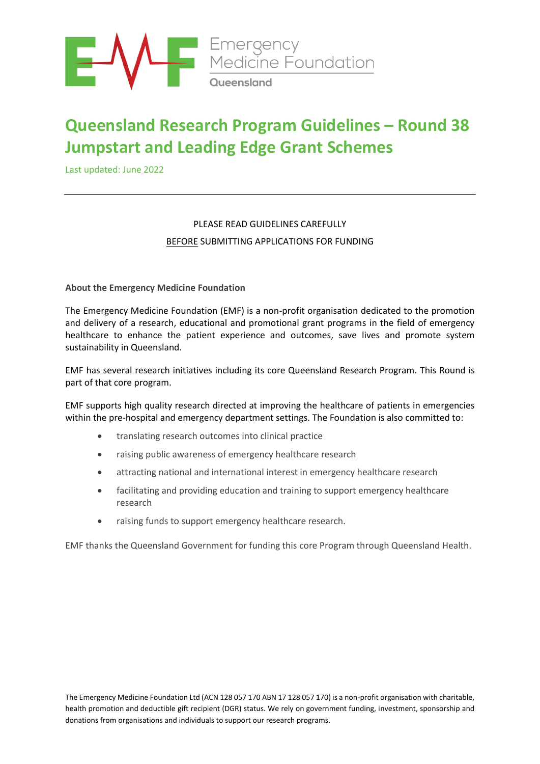Emergency Medicine Foundation

Queensland

# Queensland Research Program Guidelines – Round 38 Jumpstart and Leading Edge Grant Schemes

Last updated: June 2022

---

PLEASE READ GUIDELINES CAREFULLY

BEFORE SUBMITTING APPLICATIONS FOR FUNDING

**About the Emergency Medicine Foundation**

The Emergency Medicine Foundation (EMF) is a non-profit organisation dedicated to the promotion and delivery of a research, educational and promotional grant programs in the field of emergency healthcare to enhance the patient experience and outcomes, save lives and promote system sustainability in Queensland.

EMF has several research initiatives including its core Queensland Research Program. This Round is part of that core program.

EMF supports high quality research directed at improving the healthcare of patients in emergencies within the pre-hospital and emergency department settings. The Foundation is also committed to:

- translating research outcomes into clinical practice
- raising public awareness of emergency healthcare research
- attracting national and international interest in emergency healthcare research
- facilitating and providing education and training to support emergency healthcare research
- raising funds to support emergency healthcare research.

EMF thanks the Queensland Government for funding this core Program through Queensland Health.

The Emergency Medicine Foundation Ltd (ACN 128 057 170 ABN 17 128 057 170) is a non-profit organisation with charitable, health promotion and deductible gift recipient (DGR) status. We rely on government funding, investment, sponsorship and donations from organisations and individuals to support our research programs.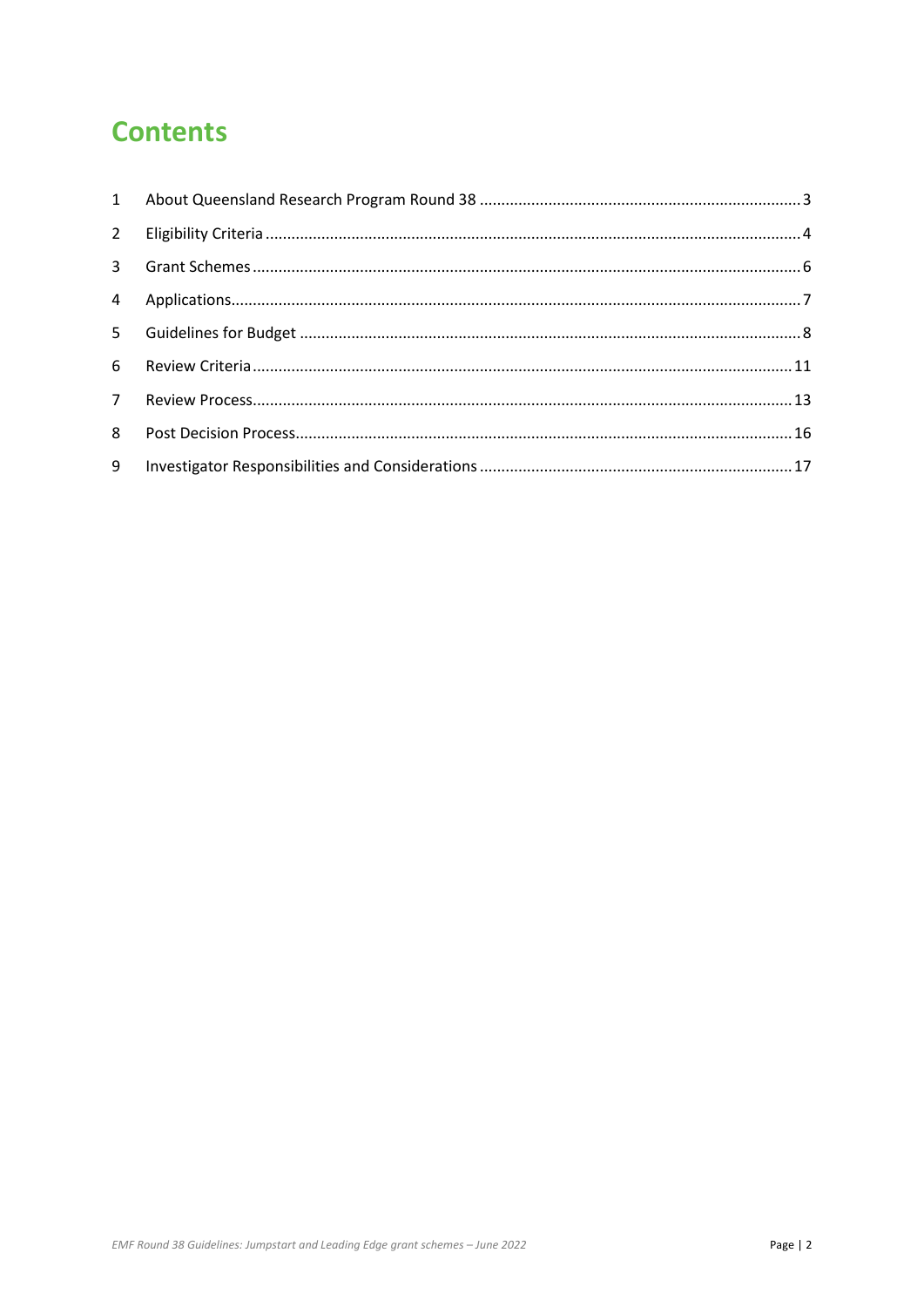# Contents

1 About Queensland Research Program Round 38 ........ 3
2 Eligibility Criteria ........ 4
3 Grant Schemes ........ 6
4 Applications ........ 7
5 Guidelines for Budget ........ 8
6 Review Criteria ........ 11
7 Review Process ........ 13
8 Post Decision Process ........ 16
9 Investigator Responsibilities and Considerations ........ 17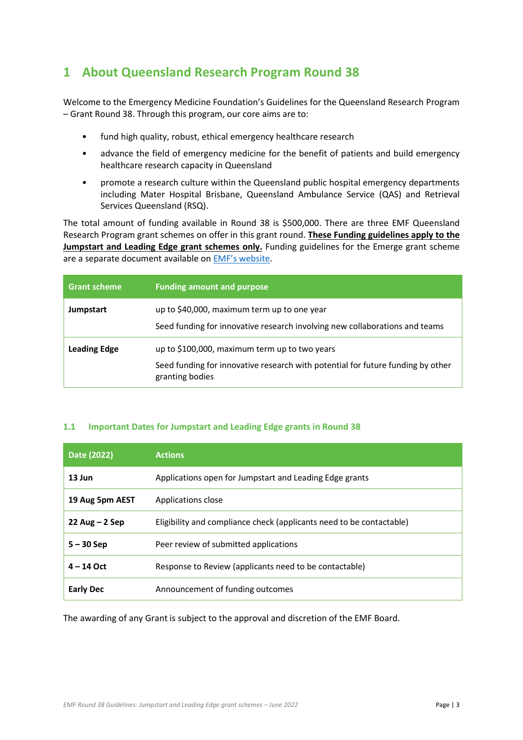# 1 About Queensland Research Program Round 38

Welcome to the Emergency Medicine Foundation's Guidelines for the Queensland Research Program – Grant Round 38. Through this program, our core aims are to:

- fund high quality, robust, ethical emergency healthcare research
- advance the field of emergency medicine for the benefit of patients and build emergency healthcare research capacity in Queensland
- promote a research culture within the Queensland public hospital emergency departments including Mater Hospital Brisbane, Queensland Ambulance Service (QAS) and Retrieval Services Queensland (RSQ).

The total amount of funding available in Round 38 is $500,000. There are three EMF Queensland Research Program grant schemes on offer in this grant round. **These Funding guidelines apply to the Jumpstart and Leading Edge grant schemes only.** Funding guidelines for the Emerge grant scheme are a separate document available on EMF's website.

| Grant scheme | Funding amount and purpose |
|---|---|
| **Jumpstart** | up to $40,000, maximum term up to one year<br>Seed funding for innovative research involving new collaborations and teams |
| **Leading Edge** | up to $100,000, maximum term up to two years<br>Seed funding for innovative research with potential for future funding by other granting bodies |

## 1.1 Important Dates for Jumpstart and Leading Edge grants in Round 38

| Date (2022) | Actions |
|---|---|
| **13 Jun** | Applications open for Jumpstart and Leading Edge grants |
| **19 Aug 5pm AEST** | Applications close |
| **22 Aug – 2 Sep** | Eligibility and compliance check (applicants need to be contactable) |
| **5 – 30 Sep** | Peer review of submitted applications |
| **4 – 14 Oct** | Response to Review (applicants need to be contactable) |
| **Early Dec** | Announcement of funding outcomes |

The awarding of any Grant is subject to the approval and discretion of the EMF Board.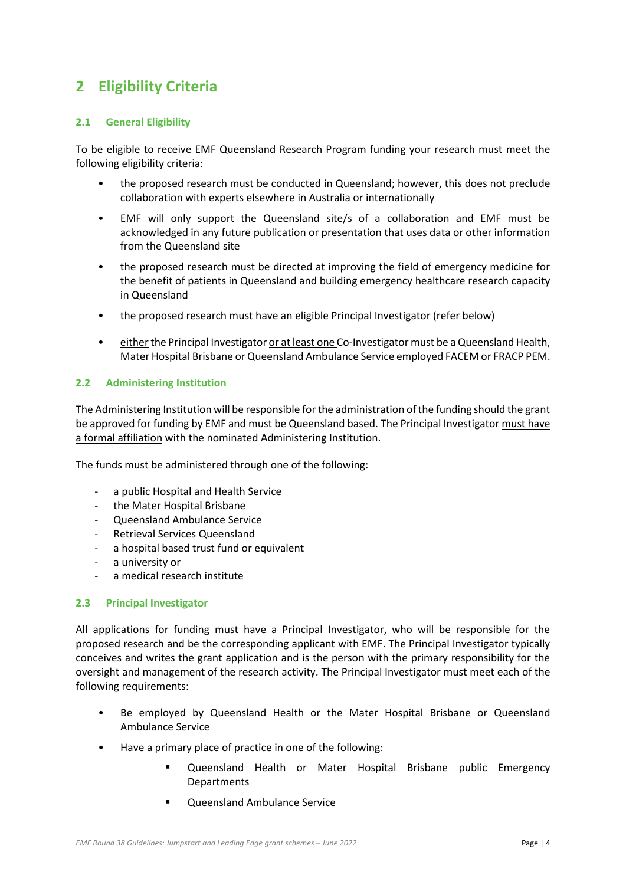# 2 Eligibility Criteria

## 2.1 General Eligibility

To be eligible to receive EMF Queensland Research Program funding your research must meet the following eligibility criteria:

- the proposed research must be conducted in Queensland; however, this does not preclude collaboration with experts elsewhere in Australia or internationally
- EMF will only support the Queensland site/s of a collaboration and EMF must be acknowledged in any future publication or presentation that uses data or other information from the Queensland site
- the proposed research must be directed at improving the field of emergency medicine for the benefit of patients in Queensland and building emergency healthcare research capacity in Queensland
- the proposed research must have an eligible Principal Investigator (refer below)
- <u>either</u> the Principal Investigator <u>or at least one</u> Co-Investigator must be a Queensland Health, Mater Hospital Brisbane or Queensland Ambulance Service employed FACEM or FRACP PEM.

## 2.2 Administering Institution

The Administering Institution will be responsible for the administration of the funding should the grant be approved for funding by EMF and must be Queensland based. The Principal Investigator <u>must have a formal affiliation</u> with the nominated Administering Institution.

The funds must be administered through one of the following:

- a public Hospital and Health Service
- the Mater Hospital Brisbane
- Queensland Ambulance Service
- Retrieval Services Queensland
- a hospital based trust fund or equivalent
- a university or
- a medical research institute

## 2.3 Principal Investigator

All applications for funding must have a Principal Investigator, who will be responsible for the proposed research and be the corresponding applicant with EMF. The Principal Investigator typically conceives and writes the grant application and is the person with the primary responsibility for the oversight and management of the research activity. The Principal Investigator must meet each of the following requirements:

- Be employed by Queensland Health or the Mater Hospital Brisbane or Queensland Ambulance Service
- Have a primary place of practice in one of the following:
  - Queensland Health or Mater Hospital Brisbane public Emergency Departments
  - Queensland Ambulance Service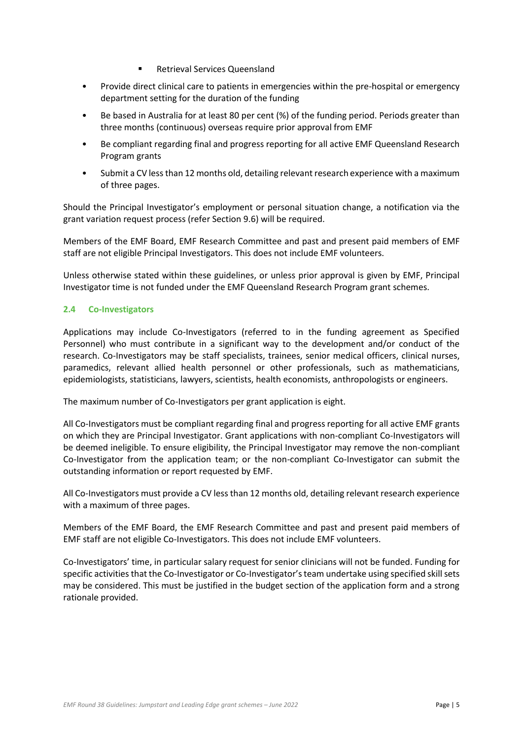- Retrieval Services Queensland
- Provide direct clinical care to patients in emergencies within the pre-hospital or emergency department setting for the duration of the funding
- Be based in Australia for at least 80 per cent (%) of the funding period. Periods greater than three months (continuous) overseas require prior approval from EMF
- Be compliant regarding final and progress reporting for all active EMF Queensland Research Program grants
- Submit a CV less than 12 months old, detailing relevant research experience with a maximum of three pages.

Should the Principal Investigator's employment or personal situation change, a notification via the grant variation request process (refer Section 9.6) will be required.

Members of the EMF Board, EMF Research Committee and past and present paid members of EMF staff are not eligible Principal Investigators. This does not include EMF volunteers.

Unless otherwise stated within these guidelines, or unless prior approval is given by EMF, Principal Investigator time is not funded under the EMF Queensland Research Program grant schemes.

### 2.4 Co-Investigators

Applications may include Co-Investigators (referred to in the funding agreement as Specified Personnel) who must contribute in a significant way to the development and/or conduct of the research. Co-Investigators may be staff specialists, trainees, senior medical officers, clinical nurses, paramedics, relevant allied health personnel or other professionals, such as mathematicians, epidemiologists, statisticians, lawyers, scientists, health economists, anthropologists or engineers.

The maximum number of Co-Investigators per grant application is eight.

All Co-Investigators must be compliant regarding final and progress reporting for all active EMF grants on which they are Principal Investigator. Grant applications with non-compliant Co-Investigators will be deemed ineligible. To ensure eligibility, the Principal Investigator may remove the non-compliant Co-Investigator from the application team; or the non-compliant Co-Investigator can submit the outstanding information or report requested by EMF.

All Co-Investigators must provide a CV less than 12 months old, detailing relevant research experience with a maximum of three pages.

Members of the EMF Board, the EMF Research Committee and past and present paid members of EMF staff are not eligible Co-Investigators. This does not include EMF volunteers.

Co-Investigators' time, in particular salary request for senior clinicians will not be funded. Funding for specific activities that the Co-Investigator or Co-Investigator's team undertake using specified skill sets may be considered. This must be justified in the budget section of the application form and a strong rationale provided.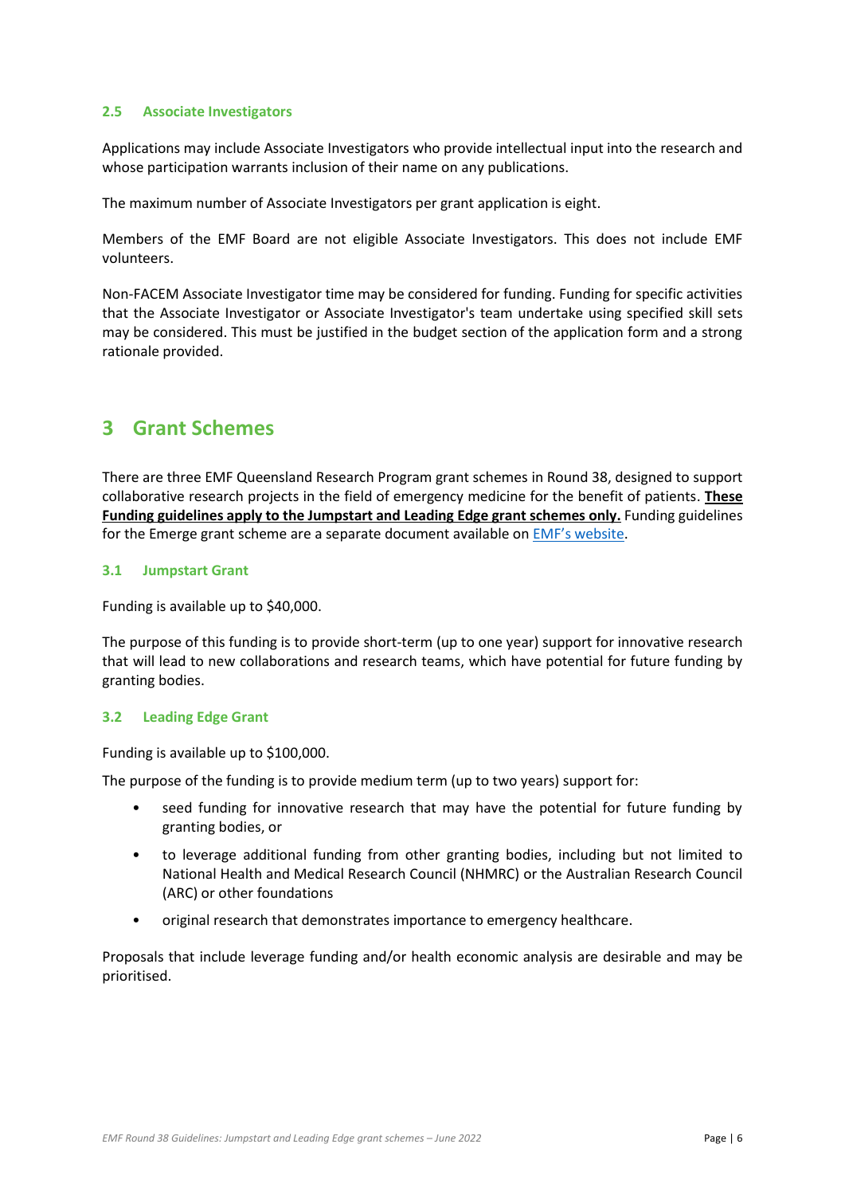### 2.5 Associate Investigators

Applications may include Associate Investigators who provide intellectual input into the research and whose participation warrants inclusion of their name on any publications.

The maximum number of Associate Investigators per grant application is eight.

Members of the EMF Board are not eligible Associate Investigators. This does not include EMF volunteers.

Non-FACEM Associate Investigator time may be considered for funding. Funding for specific activities that the Associate Investigator or Associate Investigator's team undertake using specified skill sets may be considered. This must be justified in the budget section of the application form and a strong rationale provided.

## 3 Grant Schemes

There are three EMF Queensland Research Program grant schemes in Round 38, designed to support collaborative research projects in the field of emergency medicine for the benefit of patients. **These Funding guidelines apply to the Jumpstart and Leading Edge grant schemes only.** Funding guidelines for the Emerge grant scheme are a separate document available on [EMF's website](EMF's website).

### 3.1 Jumpstart Grant

Funding is available up to $40,000.

The purpose of this funding is to provide short-term (up to one year) support for innovative research that will lead to new collaborations and research teams, which have potential for future funding by granting bodies.

### 3.2 Leading Edge Grant

Funding is available up to $100,000.

The purpose of the funding is to provide medium term (up to two years) support for:

- seed funding for innovative research that may have the potential for future funding by granting bodies, or
- to leverage additional funding from other granting bodies, including but not limited to National Health and Medical Research Council (NHMRC) or the Australian Research Council (ARC) or other foundations
- original research that demonstrates importance to emergency healthcare.

Proposals that include leverage funding and/or health economic analysis are desirable and may be prioritised.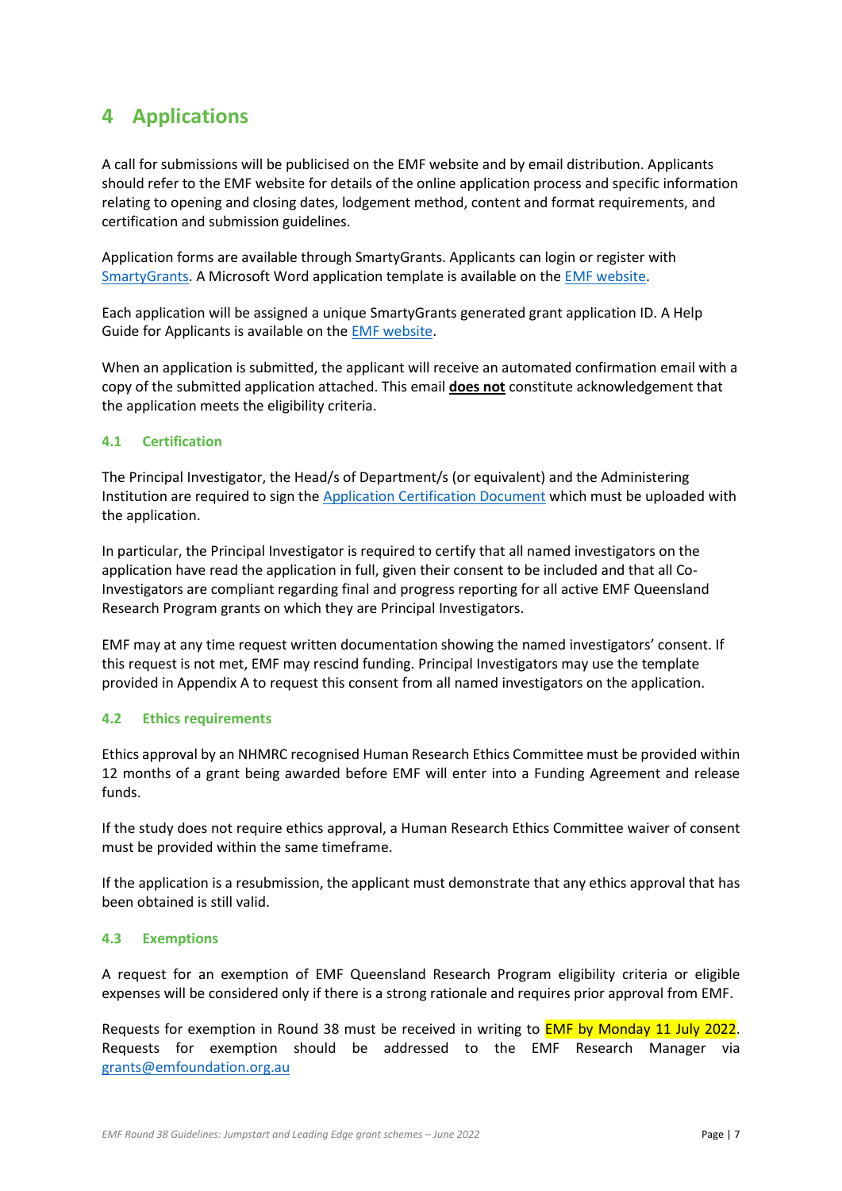# 4 Applications

A call for submissions will be publicised on the EMF website and by email distribution. Applicants should refer to the EMF website for details of the online application process and specific information relating to opening and closing dates, lodgement method, content and format requirements, and certification and submission guidelines.

Application forms are available through SmartyGrants. Applicants can login or register with SmartyGrants. A Microsoft Word application template is available on the EMF website.

Each application will be assigned a unique SmartyGrants generated grant application ID. A Help Guide for Applicants is available on the EMF website.

When an application is submitted, the applicant will receive an automated confirmation email with a copy of the submitted application attached. This email **does not** constitute acknowledgement that the application meets the eligibility criteria.

## 4.1 Certification

The Principal Investigator, the Head/s of Department/s (or equivalent) and the Administering Institution are required to sign the Application Certification Document which must be uploaded with the application.

In particular, the Principal Investigator is required to certify that all named investigators on the application have read the application in full, given their consent to be included and that all Co-Investigators are compliant regarding final and progress reporting for all active EMF Queensland Research Program grants on which they are Principal Investigators.

EMF may at any time request written documentation showing the named investigators' consent. If this request is not met, EMF may rescind funding. Principal Investigators may use the template provided in Appendix A to request this consent from all named investigators on the application.

## 4.2 Ethics requirements

Ethics approval by an NHMRC recognised Human Research Ethics Committee must be provided within 12 months of a grant being awarded before EMF will enter into a Funding Agreement and release funds.

If the study does not require ethics approval, a Human Research Ethics Committee waiver of consent must be provided within the same timeframe.

If the application is a resubmission, the applicant must demonstrate that any ethics approval that has been obtained is still valid.

## 4.3 Exemptions

A request for an exemption of EMF Queensland Research Program eligibility criteria or eligible expenses will be considered only if there is a strong rationale and requires prior approval from EMF.

Requests for exemption in Round 38 must be received in writing to EMF by Monday 11 July 2022. Requests for exemption should be addressed to the EMF Research Manager via grants@emfoundation.org.au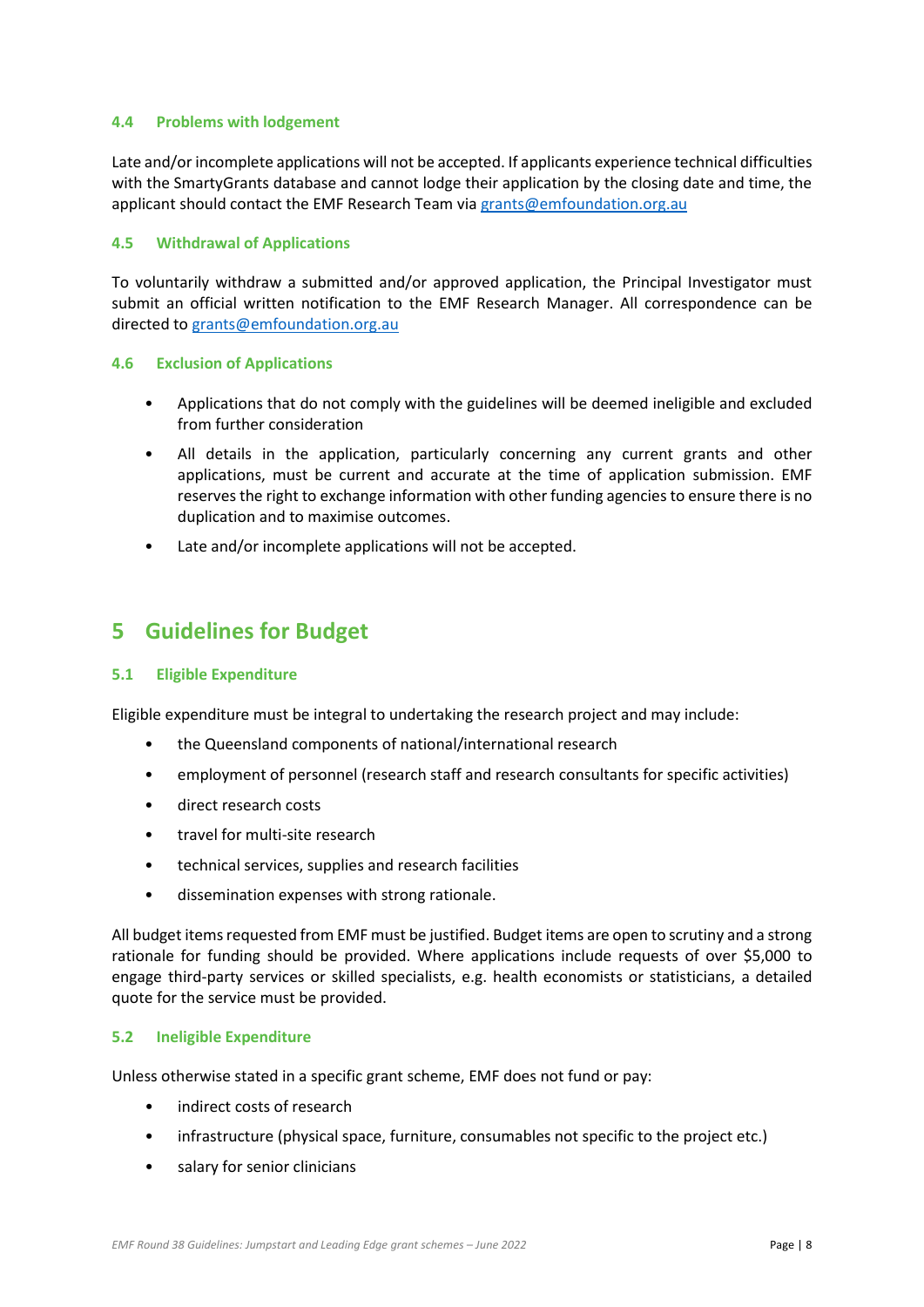### 4.4 Problems with lodgement

Late and/or incomplete applications will not be accepted. If applicants experience technical difficulties with the SmartyGrants database and cannot lodge their application by the closing date and time, the applicant should contact the EMF Research Team via grants@emfoundation.org.au

### 4.5 Withdrawal of Applications

To voluntarily withdraw a submitted and/or approved application, the Principal Investigator must submit an official written notification to the EMF Research Manager. All correspondence can be directed to grants@emfoundation.org.au

### 4.6 Exclusion of Applications

- Applications that do not comply with the guidelines will be deemed ineligible and excluded from further consideration
- All details in the application, particularly concerning any current grants and other applications, must be current and accurate at the time of application submission. EMF reserves the right to exchange information with other funding agencies to ensure there is no duplication and to maximise outcomes.
- Late and/or incomplete applications will not be accepted.

## 5 Guidelines for Budget

### 5.1 Eligible Expenditure

Eligible expenditure must be integral to undertaking the research project and may include:

- the Queensland components of national/international research
- employment of personnel (research staff and research consultants for specific activities)
- direct research costs
- travel for multi-site research
- technical services, supplies and research facilities
- dissemination expenses with strong rationale.

All budget items requested from EMF must be justified. Budget items are open to scrutiny and a strong rationale for funding should be provided. Where applications include requests of over $5,000 to engage third-party services or skilled specialists, e.g. health economists or statisticians, a detailed quote for the service must be provided.

### 5.2 Ineligible Expenditure

Unless otherwise stated in a specific grant scheme, EMF does not fund or pay:

- indirect costs of research
- infrastructure (physical space, furniture, consumables not specific to the project etc.)
- salary for senior clinicians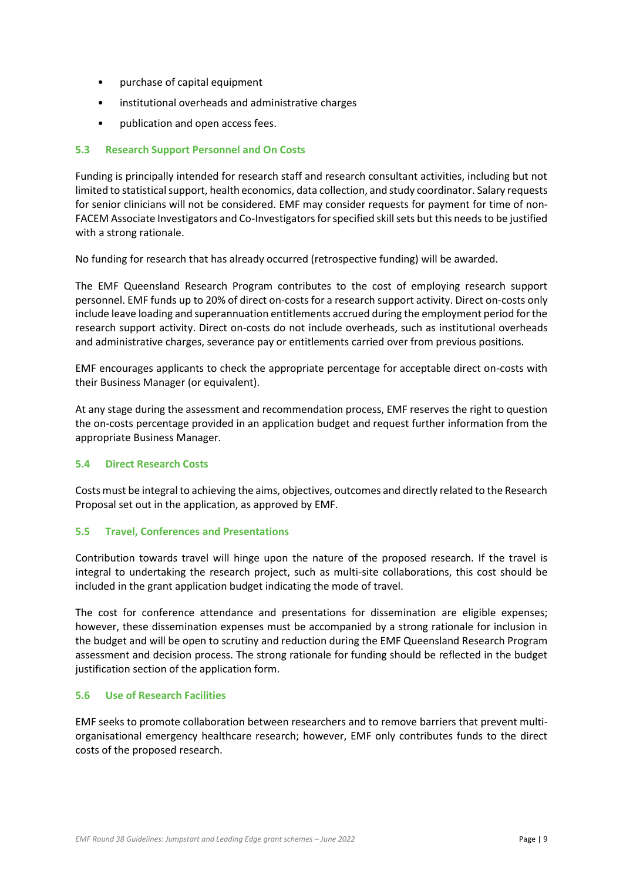- purchase of capital equipment
- institutional overheads and administrative charges
- publication and open access fees.

### 5.3 Research Support Personnel and On Costs

Funding is principally intended for research staff and research consultant activities, including but not limited to statistical support, health economics, data collection, and study coordinator. Salary requests for senior clinicians will not be considered. EMF may consider requests for payment for time of non-FACEM Associate Investigators and Co-Investigators for specified skill sets but this needs to be justified with a strong rationale.

No funding for research that has already occurred (retrospective funding) will be awarded.

The EMF Queensland Research Program contributes to the cost of employing research support personnel. EMF funds up to 20% of direct on-costs for a research support activity. Direct on-costs only include leave loading and superannuation entitlements accrued during the employment period for the research support activity. Direct on-costs do not include overheads, such as institutional overheads and administrative charges, severance pay or entitlements carried over from previous positions.

EMF encourages applicants to check the appropriate percentage for acceptable direct on-costs with their Business Manager (or equivalent).

At any stage during the assessment and recommendation process, EMF reserves the right to question the on-costs percentage provided in an application budget and request further information from the appropriate Business Manager.

### 5.4 Direct Research Costs

Costs must be integral to achieving the aims, objectives, outcomes and directly related to the Research Proposal set out in the application, as approved by EMF.

### 5.5 Travel, Conferences and Presentations

Contribution towards travel will hinge upon the nature of the proposed research. If the travel is integral to undertaking the research project, such as multi-site collaborations, this cost should be included in the grant application budget indicating the mode of travel.

The cost for conference attendance and presentations for dissemination are eligible expenses; however, these dissemination expenses must be accompanied by a strong rationale for inclusion in the budget and will be open to scrutiny and reduction during the EMF Queensland Research Program assessment and decision process. The strong rationale for funding should be reflected in the budget justification section of the application form.

### 5.6 Use of Research Facilities

EMF seeks to promote collaboration between researchers and to remove barriers that prevent multi-organisational emergency healthcare research; however, EMF only contributes funds to the direct costs of the proposed research.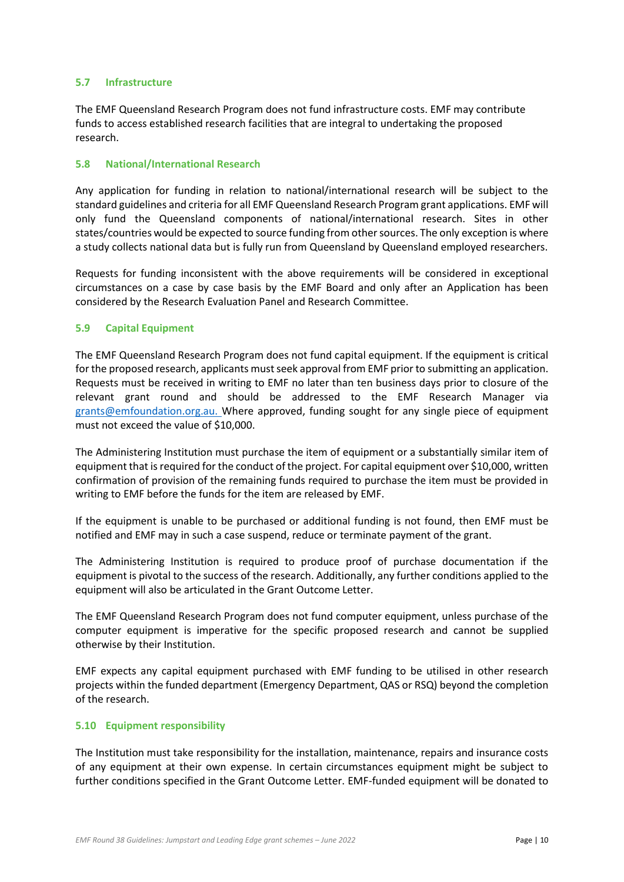### 5.7 Infrastructure

The EMF Queensland Research Program does not fund infrastructure costs. EMF may contribute funds to access established research facilities that are integral to undertaking the proposed research.

### 5.8 National/International Research

Any application for funding in relation to national/international research will be subject to the standard guidelines and criteria for all EMF Queensland Research Program grant applications. EMF will only fund the Queensland components of national/international research. Sites in other states/countries would be expected to source funding from other sources. The only exception is where a study collects national data but is fully run from Queensland by Queensland employed researchers.

Requests for funding inconsistent with the above requirements will be considered in exceptional circumstances on a case by case basis by the EMF Board and only after an Application has been considered by the Research Evaluation Panel and Research Committee.

### 5.9 Capital Equipment

The EMF Queensland Research Program does not fund capital equipment. If the equipment is critical for the proposed research, applicants must seek approval from EMF prior to submitting an application. Requests must be received in writing to EMF no later than ten business days prior to closure of the relevant grant round and should be addressed to the EMF Research Manager via grants@emfoundation.org.au. Where approved, funding sought for any single piece of equipment must not exceed the value of $10,000.

The Administering Institution must purchase the item of equipment or a substantially similar item of equipment that is required for the conduct of the project. For capital equipment over $10,000, written confirmation of provision of the remaining funds required to purchase the item must be provided in writing to EMF before the funds for the item are released by EMF.

If the equipment is unable to be purchased or additional funding is not found, then EMF must be notified and EMF may in such a case suspend, reduce or terminate payment of the grant.

The Administering Institution is required to produce proof of purchase documentation if the equipment is pivotal to the success of the research. Additionally, any further conditions applied to the equipment will also be articulated in the Grant Outcome Letter.

The EMF Queensland Research Program does not fund computer equipment, unless purchase of the computer equipment is imperative for the specific proposed research and cannot be supplied otherwise by their Institution.

EMF expects any capital equipment purchased with EMF funding to be utilised in other research projects within the funded department (Emergency Department, QAS or RSQ) beyond the completion of the research.

### 5.10 Equipment responsibility

The Institution must take responsibility for the installation, maintenance, repairs and insurance costs of any equipment at their own expense. In certain circumstances equipment might be subject to further conditions specified in the Grant Outcome Letter. EMF-funded equipment will be donated to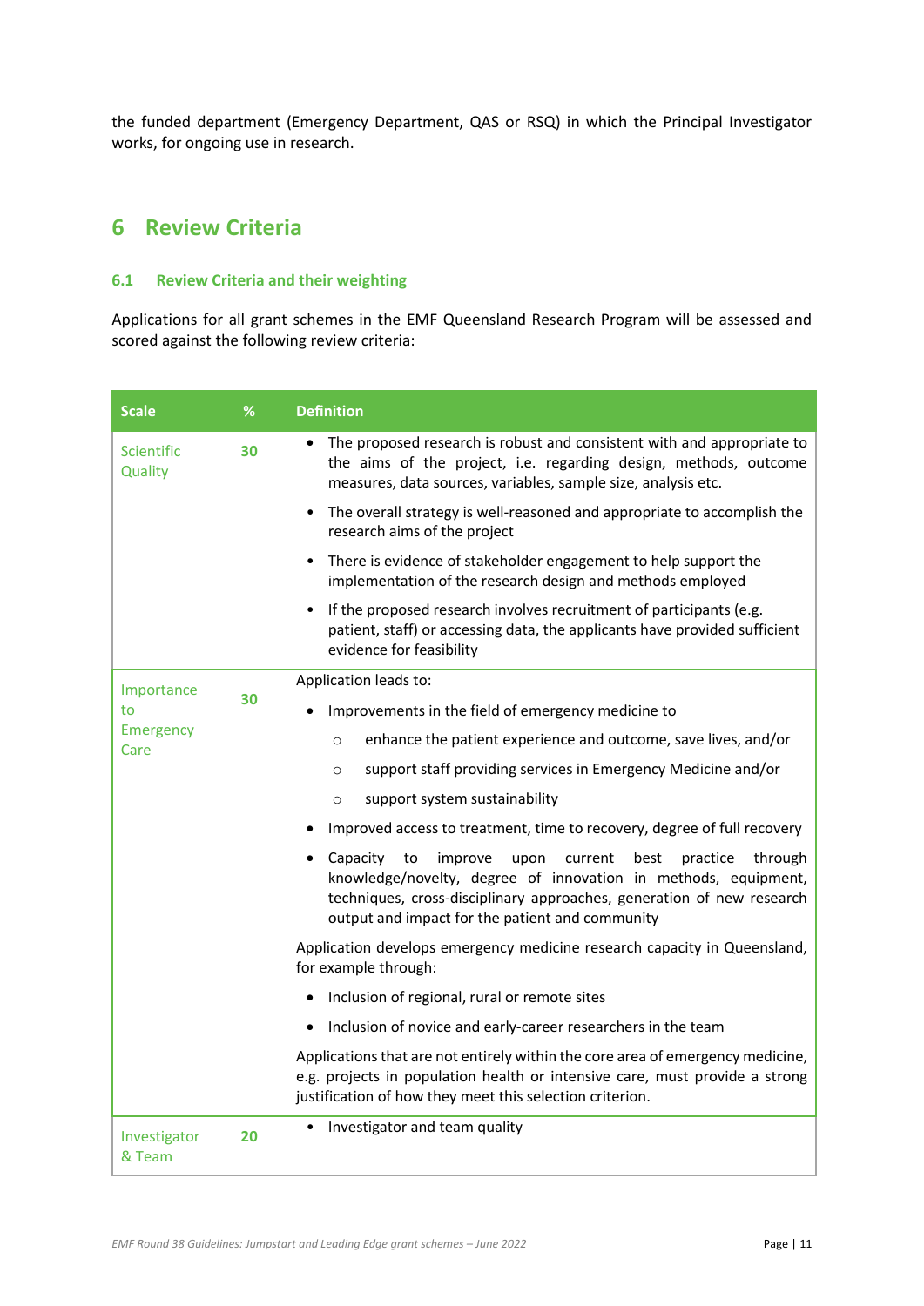the funded department (Emergency Department, QAS or RSQ) in which the Principal Investigator works, for ongoing use in research.

# 6 Review Criteria

## 6.1 Review Criteria and their weighting

Applications for all grant schemes in the EMF Queensland Research Program will be assessed and scored against the following review criteria:

| Scale | % | Definition |
|---|---|---|
| Scientific Quality | 30 | • The proposed research is robust and consistent with and appropriate to the aims of the project, i.e. regarding design, methods, outcome measures, data sources, variables, sample size, analysis etc.<br>• The overall strategy is well-reasoned and appropriate to accomplish the research aims of the project<br>• There is evidence of stakeholder engagement to help support the implementation of the research design and methods employed<br>• If the proposed research involves recruitment of participants (e.g. patient, staff) or accessing data, the applicants have provided sufficient evidence for feasibility |
| Importance to Emergency Care | 30 | Application leads to:<br>• Improvements in the field of emergency medicine to<br>&nbsp;&nbsp;&nbsp;&nbsp;○ enhance the patient experience and outcome, save lives, and/or<br>&nbsp;&nbsp;&nbsp;&nbsp;○ support staff providing services in Emergency Medicine and/or<br>&nbsp;&nbsp;&nbsp;&nbsp;○ support system sustainability<br>• Improved access to treatment, time to recovery, degree of full recovery<br>• Capacity to improve upon current best practice through knowledge/novelty, degree of innovation in methods, equipment, techniques, cross-disciplinary approaches, generation of new research output and impact for the patient and community<br><br>Application develops emergency medicine research capacity in Queensland, for example through:<br>• Inclusion of regional, rural or remote sites<br>• Inclusion of novice and early-career researchers in the team<br><br>Applications that are not entirely within the core area of emergency medicine, e.g. projects in population health or intensive care, must provide a strong justification of how they meet this selection criterion. |
| Investigator & Team | 20 | • Investigator and team quality |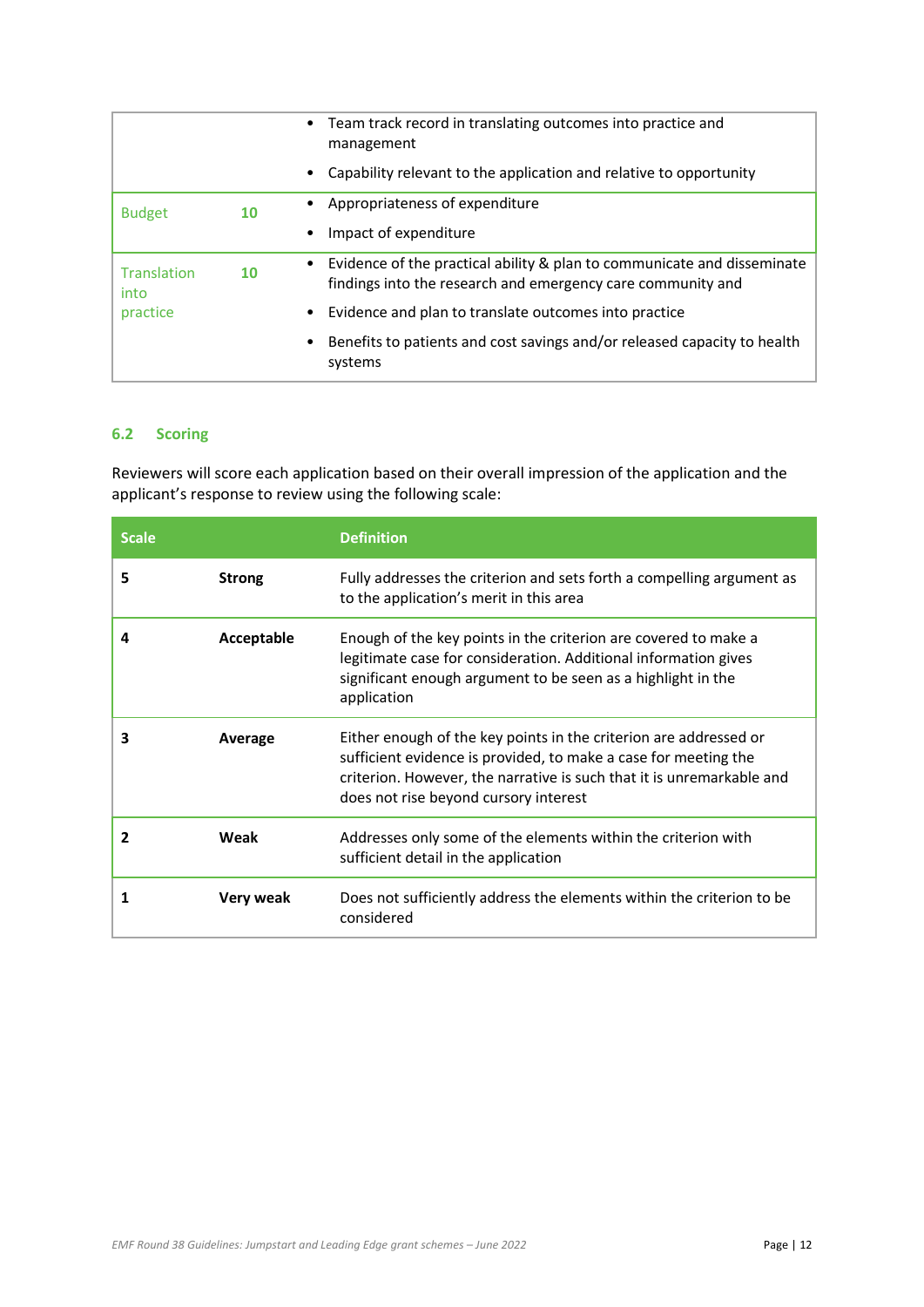| | | |
|---|---|---|
| | | • Team track record in translating outcomes into practice and management<br>• Capability relevant to the application and relative to opportunity |
| Budget | 10 | • Appropriateness of expenditure<br>• Impact of expenditure |
| Translation into practice | 10 | • Evidence of the practical ability & plan to communicate and disseminate findings into the research and emergency care community and<br>• Evidence and plan to translate outcomes into practice<br>• Benefits to patients and cost savings and/or released capacity to health systems |

### 6.2 Scoring

Reviewers will score each application based on their overall impression of the application and the applicant's response to review using the following scale:

| Scale | | Definition |
|---|---|---|
| **5** | **Strong** | Fully addresses the criterion and sets forth a compelling argument as to the application's merit in this area |
| **4** | **Acceptable** | Enough of the key points in the criterion are covered to make a legitimate case for consideration. Additional information gives significant enough argument to be seen as a highlight in the application |
| **3** | **Average** | Either enough of the key points in the criterion are addressed or sufficient evidence is provided, to make a case for meeting the criterion. However, the narrative is such that it is unremarkable and does not rise beyond cursory interest |
| **2** | **Weak** | Addresses only some of the elements within the criterion with sufficient detail in the application |
| **1** | **Very weak** | Does not sufficiently address the elements within the criterion to be considered |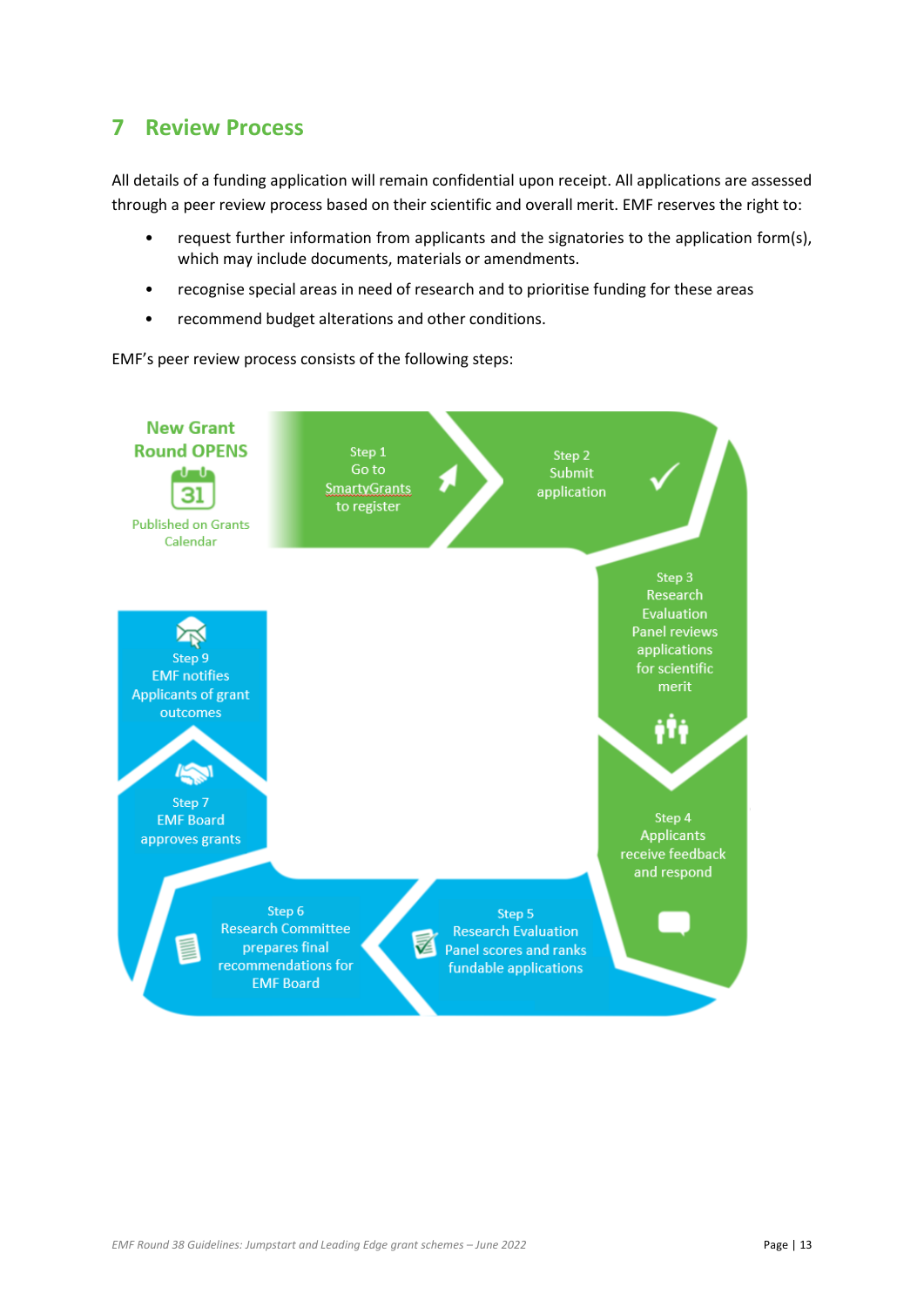# 7 Review Process

All details of a funding application will remain confidential upon receipt. All applications are assessed through a peer review process based on their scientific and overall merit. EMF reserves the right to:

- request further information from applicants and the signatories to the application form(s), which may include documents, materials or amendments.
- recognise special areas in need of research and to prioritise funding for these areas
- recommend budget alterations and other conditions.

EMF's peer review process consists of the following steps:

**New Grant Round OPENS**

Published on Grants Calendar

Step 1
Go to SmartyGrants to register

Step 2
Submit application

Step 3
Research Evaluation Panel reviews applications for scientific merit

Step 4
Applicants receive feedback and respond

Step 5
Research Evaluation Panel scores and ranks fundable applications

Step 6
Research Committee prepares final recommendations for EMF Board

Step 7
EMF Board approves grants

Step 9
EMF notifies Applicants of grant outcomes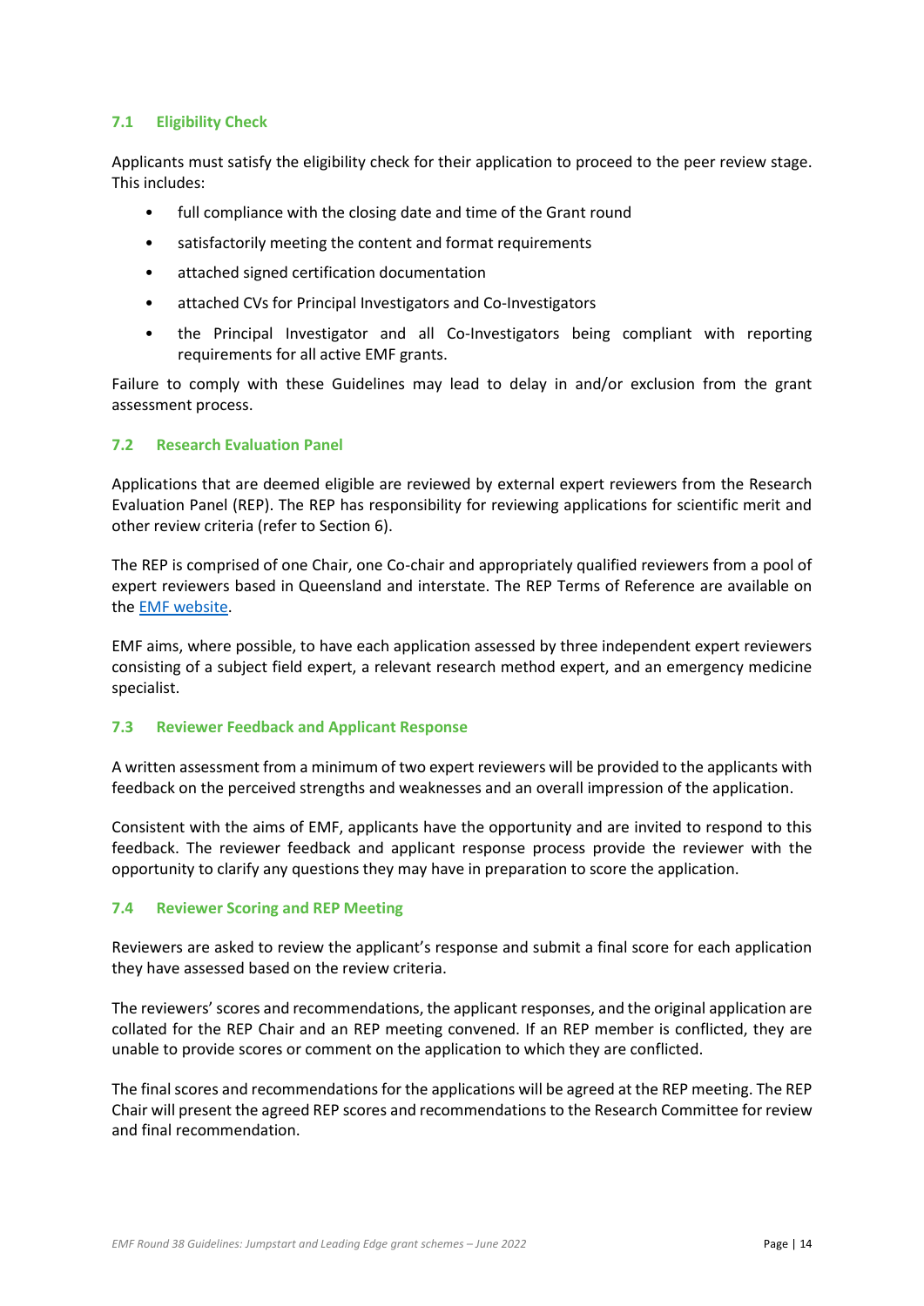### 7.1 Eligibility Check

Applicants must satisfy the eligibility check for their application to proceed to the peer review stage. This includes:

- full compliance with the closing date and time of the Grant round
- satisfactorily meeting the content and format requirements
- attached signed certification documentation
- attached CVs for Principal Investigators and Co-Investigators
- the Principal Investigator and all Co-Investigators being compliant with reporting requirements for all active EMF grants.

Failure to comply with these Guidelines may lead to delay in and/or exclusion from the grant assessment process.

### 7.2 Research Evaluation Panel

Applications that are deemed eligible are reviewed by external expert reviewers from the Research Evaluation Panel (REP). The REP has responsibility for reviewing applications for scientific merit and other review criteria (refer to Section 6).

The REP is comprised of one Chair, one Co-chair and appropriately qualified reviewers from a pool of expert reviewers based in Queensland and interstate. The REP Terms of Reference are available on the [EMF website](EMF website).

EMF aims, where possible, to have each application assessed by three independent expert reviewers consisting of a subject field expert, a relevant research method expert, and an emergency medicine specialist.

### 7.3 Reviewer Feedback and Applicant Response

A written assessment from a minimum of two expert reviewers will be provided to the applicants with feedback on the perceived strengths and weaknesses and an overall impression of the application.

Consistent with the aims of EMF, applicants have the opportunity and are invited to respond to this feedback. The reviewer feedback and applicant response process provide the reviewer with the opportunity to clarify any questions they may have in preparation to score the application.

### 7.4 Reviewer Scoring and REP Meeting

Reviewers are asked to review the applicant's response and submit a final score for each application they have assessed based on the review criteria.

The reviewers' scores and recommendations, the applicant responses, and the original application are collated for the REP Chair and an REP meeting convened. If an REP member is conflicted, they are unable to provide scores or comment on the application to which they are conflicted.

The final scores and recommendations for the applications will be agreed at the REP meeting. The REP Chair will present the agreed REP scores and recommendations to the Research Committee for review and final recommendation.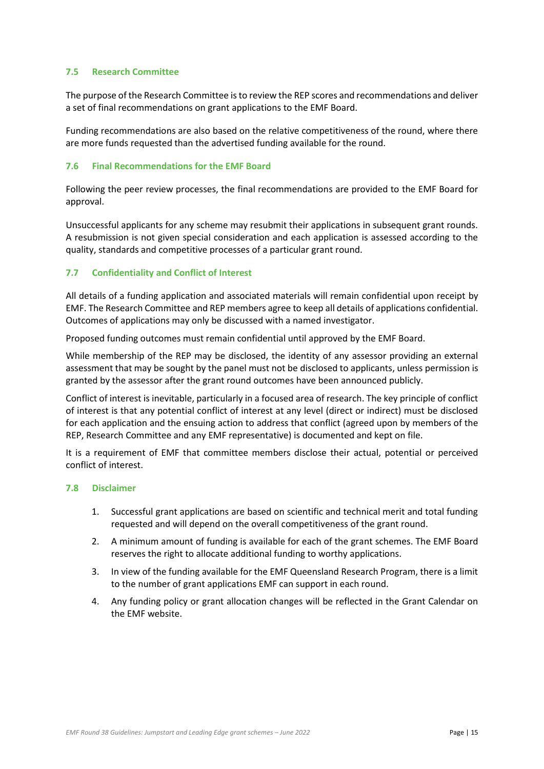### 7.5 Research Committee

The purpose of the Research Committee is to review the REP scores and recommendations and deliver a set of final recommendations on grant applications to the EMF Board.

Funding recommendations are also based on the relative competitiveness of the round, where there are more funds requested than the advertised funding available for the round.

### 7.6 Final Recommendations for the EMF Board

Following the peer review processes, the final recommendations are provided to the EMF Board for approval.

Unsuccessful applicants for any scheme may resubmit their applications in subsequent grant rounds. A resubmission is not given special consideration and each application is assessed according to the quality, standards and competitive processes of a particular grant round.

### 7.7 Confidentiality and Conflict of Interest

All details of a funding application and associated materials will remain confidential upon receipt by EMF. The Research Committee and REP members agree to keep all details of applications confidential. Outcomes of applications may only be discussed with a named investigator.

Proposed funding outcomes must remain confidential until approved by the EMF Board.

While membership of the REP may be disclosed, the identity of any assessor providing an external assessment that may be sought by the panel must not be disclosed to applicants, unless permission is granted by the assessor after the grant round outcomes have been announced publicly.

Conflict of interest is inevitable, particularly in a focused area of research. The key principle of conflict of interest is that any potential conflict of interest at any level (direct or indirect) must be disclosed for each application and the ensuing action to address that conflict (agreed upon by members of the REP, Research Committee and any EMF representative) is documented and kept on file.

It is a requirement of EMF that committee members disclose their actual, potential or perceived conflict of interest.

### 7.8 Disclaimer

1. Successful grant applications are based on scientific and technical merit and total funding requested and will depend on the overall competitiveness of the grant round.
2. A minimum amount of funding is available for each of the grant schemes. The EMF Board reserves the right to allocate additional funding to worthy applications.
3. In view of the funding available for the EMF Queensland Research Program, there is a limit to the number of grant applications EMF can support in each round.
4. Any funding policy or grant allocation changes will be reflected in the Grant Calendar on the EMF website.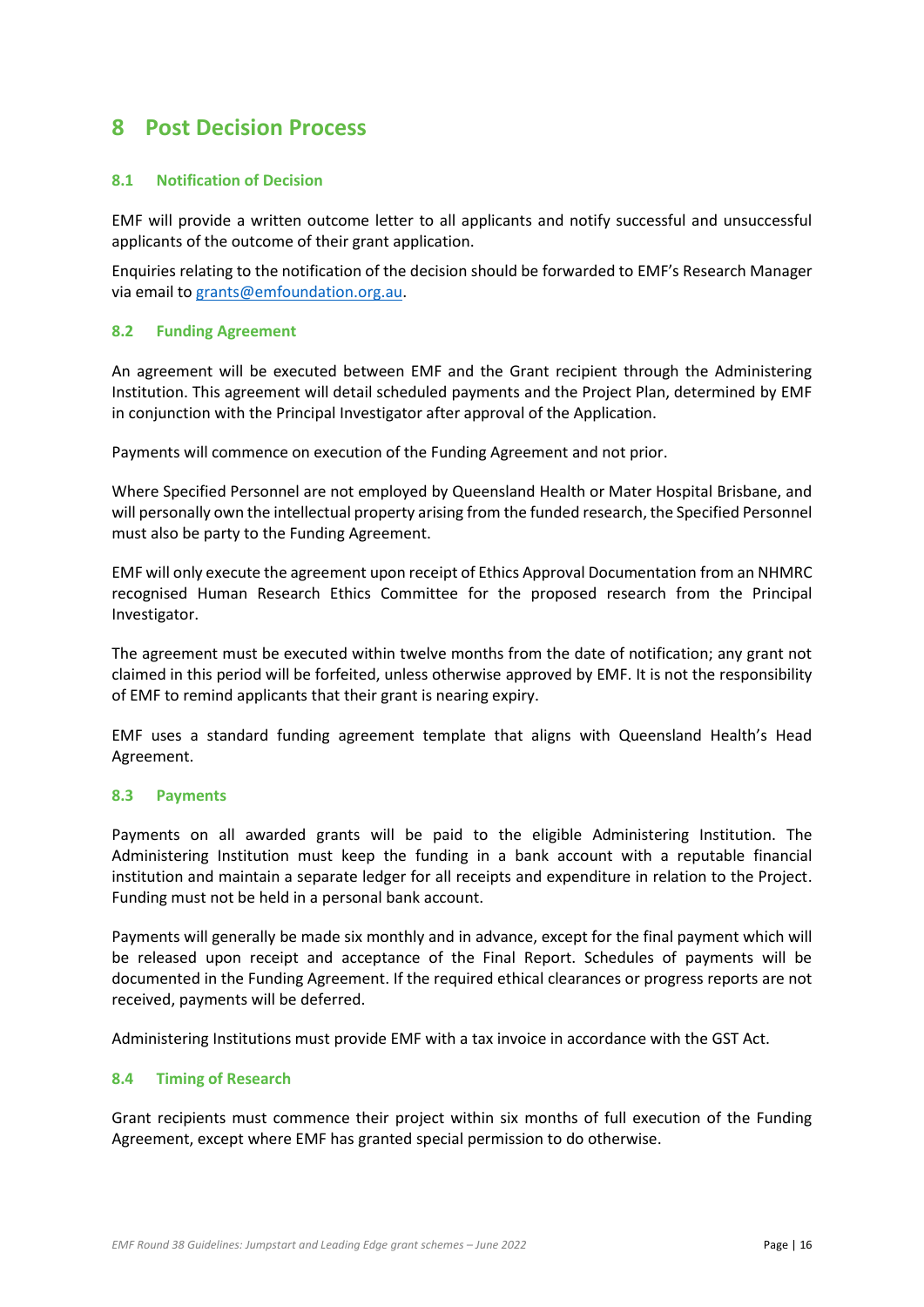# 8 Post Decision Process

## 8.1 Notification of Decision

EMF will provide a written outcome letter to all applicants and notify successful and unsuccessful applicants of the outcome of their grant application.

Enquiries relating to the notification of the decision should be forwarded to EMF's Research Manager via email to grants@emfoundation.org.au.

## 8.2 Funding Agreement

An agreement will be executed between EMF and the Grant recipient through the Administering Institution. This agreement will detail scheduled payments and the Project Plan, determined by EMF in conjunction with the Principal Investigator after approval of the Application.

Payments will commence on execution of the Funding Agreement and not prior.

Where Specified Personnel are not employed by Queensland Health or Mater Hospital Brisbane, and will personally own the intellectual property arising from the funded research, the Specified Personnel must also be party to the Funding Agreement.

EMF will only execute the agreement upon receipt of Ethics Approval Documentation from an NHMRC recognised Human Research Ethics Committee for the proposed research from the Principal Investigator.

The agreement must be executed within twelve months from the date of notification; any grant not claimed in this period will be forfeited, unless otherwise approved by EMF. It is not the responsibility of EMF to remind applicants that their grant is nearing expiry.

EMF uses a standard funding agreement template that aligns with Queensland Health's Head Agreement.

## 8.3 Payments

Payments on all awarded grants will be paid to the eligible Administering Institution. The Administering Institution must keep the funding in a bank account with a reputable financial institution and maintain a separate ledger for all receipts and expenditure in relation to the Project. Funding must not be held in a personal bank account.

Payments will generally be made six monthly and in advance, except for the final payment which will be released upon receipt and acceptance of the Final Report. Schedules of payments will be documented in the Funding Agreement. If the required ethical clearances or progress reports are not received, payments will be deferred.

Administering Institutions must provide EMF with a tax invoice in accordance with the GST Act.

## 8.4 Timing of Research

Grant recipients must commence their project within six months of full execution of the Funding Agreement, except where EMF has granted special permission to do otherwise.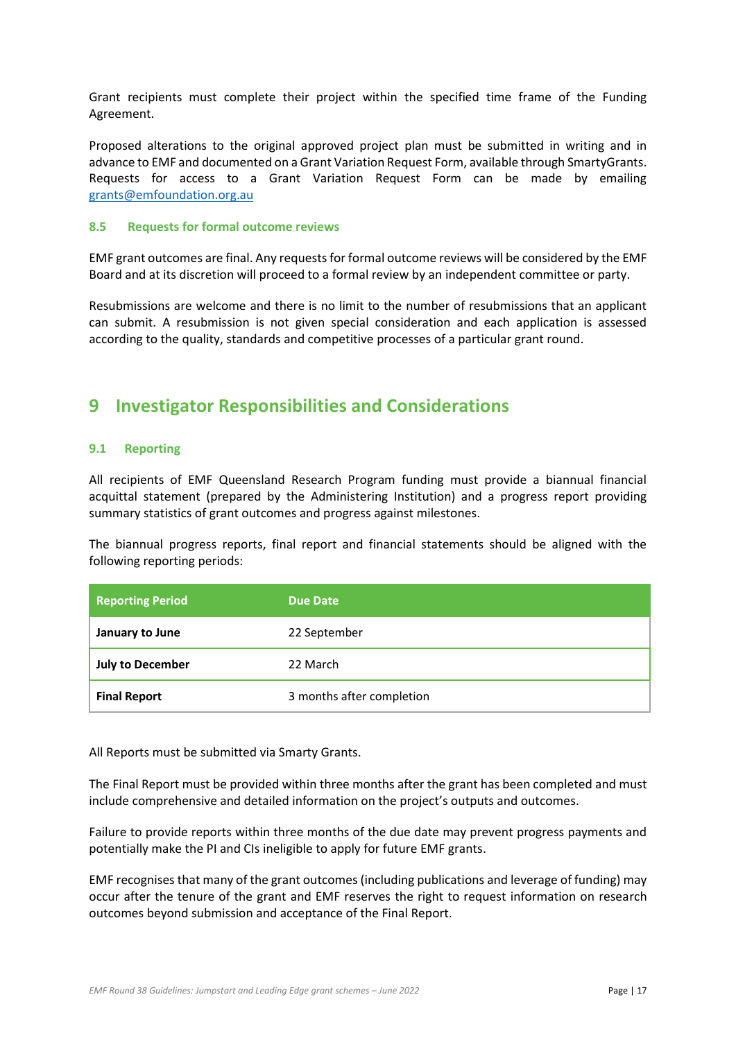Grant recipients must complete their project within the specified time frame of the Funding Agreement.

Proposed alterations to the original approved project plan must be submitted in writing and in advance to EMF and documented on a Grant Variation Request Form, available through SmartyGrants. Requests for access to a Grant Variation Request Form can be made by emailing grants@emfoundation.org.au

### 8.5 Requests for formal outcome reviews

EMF grant outcomes are final. Any requests for formal outcome reviews will be considered by the EMF Board and at its discretion will proceed to a formal review by an independent committee or party.

Resubmissions are welcome and there is no limit to the number of resubmissions that an applicant can submit. A resubmission is not given special consideration and each application is assessed according to the quality, standards and competitive processes of a particular grant round.

## 9 Investigator Responsibilities and Considerations

### 9.1 Reporting

All recipients of EMF Queensland Research Program funding must provide a biannual financial acquittal statement (prepared by the Administering Institution) and a progress report providing summary statistics of grant outcomes and progress against milestones.

The biannual progress reports, final report and financial statements should be aligned with the following reporting periods:

| Reporting Period | Due Date |
|---|---|
| **January to June** | 22 September |
| **July to December** | 22 March |
| **Final Report** | 3 months after completion |

All Reports must be submitted via Smarty Grants.

The Final Report must be provided within three months after the grant has been completed and must include comprehensive and detailed information on the project's outputs and outcomes.

Failure to provide reports within three months of the due date may prevent progress payments and potentially make the PI and CIs ineligible to apply for future EMF grants.

EMF recognises that many of the grant outcomes (including publications and leverage of funding) may occur after the tenure of the grant and EMF reserves the right to request information on research outcomes beyond submission and acceptance of the Final Report.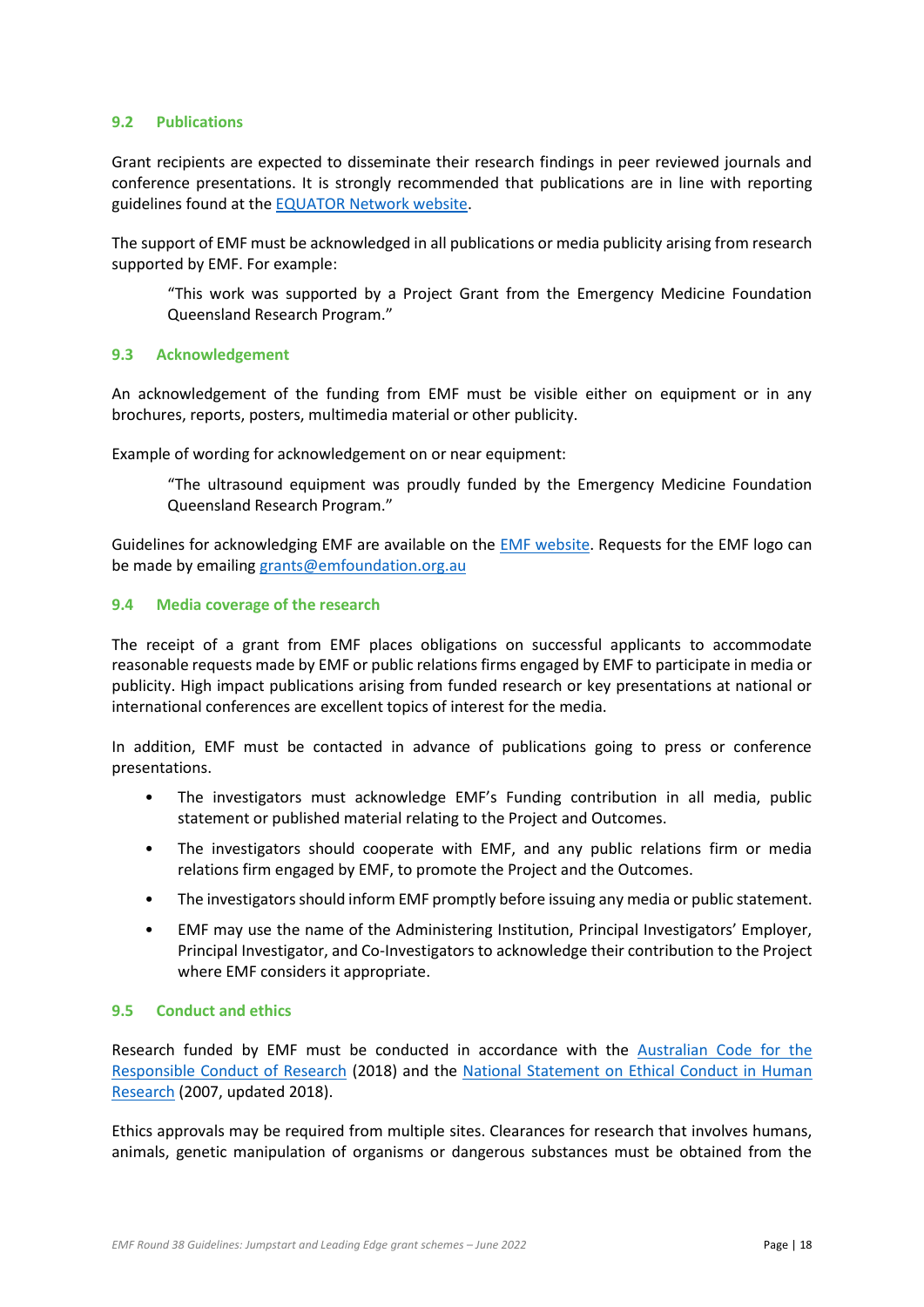### 9.2 Publications

Grant recipients are expected to disseminate their research findings in peer reviewed journals and conference presentations. It is strongly recommended that publications are in line with reporting guidelines found at the EQUATOR Network website.

The support of EMF must be acknowledged in all publications or media publicity arising from research supported by EMF. For example:

> "This work was supported by a Project Grant from the Emergency Medicine Foundation Queensland Research Program."

### 9.3 Acknowledgement

An acknowledgement of the funding from EMF must be visible either on equipment or in any brochures, reports, posters, multimedia material or other publicity.

Example of wording for acknowledgement on or near equipment:

> "The ultrasound equipment was proudly funded by the Emergency Medicine Foundation Queensland Research Program."

Guidelines for acknowledging EMF are available on the EMF website. Requests for the EMF logo can be made by emailing grants@emfoundation.org.au

### 9.4 Media coverage of the research

The receipt of a grant from EMF places obligations on successful applicants to accommodate reasonable requests made by EMF or public relations firms engaged by EMF to participate in media or publicity. High impact publications arising from funded research or key presentations at national or international conferences are excellent topics of interest for the media.

In addition, EMF must be contacted in advance of publications going to press or conference presentations.

- The investigators must acknowledge EMF's Funding contribution in all media, public statement or published material relating to the Project and Outcomes.
- The investigators should cooperate with EMF, and any public relations firm or media relations firm engaged by EMF, to promote the Project and the Outcomes.
- The investigators should inform EMF promptly before issuing any media or public statement.
- EMF may use the name of the Administering Institution, Principal Investigators' Employer, Principal Investigator, and Co-Investigators to acknowledge their contribution to the Project where EMF considers it appropriate.

### 9.5 Conduct and ethics

Research funded by EMF must be conducted in accordance with the Australian Code for the Responsible Conduct of Research (2018) and the National Statement on Ethical Conduct in Human Research (2007, updated 2018).

Ethics approvals may be required from multiple sites. Clearances for research that involves humans, animals, genetic manipulation of organisms or dangerous substances must be obtained from the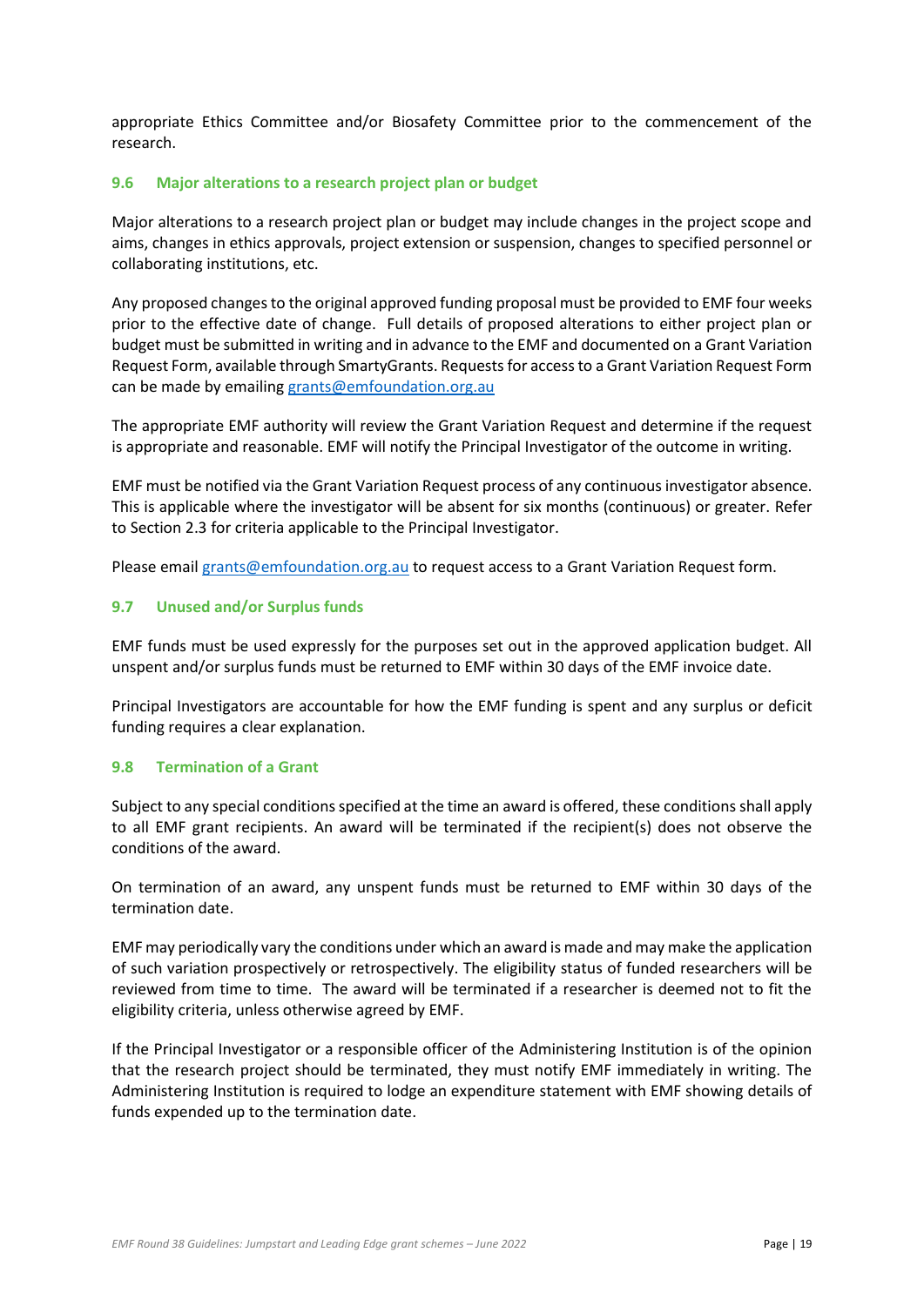appropriate Ethics Committee and/or Biosafety Committee prior to the commencement of the research.

### 9.6 Major alterations to a research project plan or budget

Major alterations to a research project plan or budget may include changes in the project scope and aims, changes in ethics approvals, project extension or suspension, changes to specified personnel or collaborating institutions, etc.

Any proposed changes to the original approved funding proposal must be provided to EMF four weeks prior to the effective date of change. Full details of proposed alterations to either project plan or budget must be submitted in writing and in advance to the EMF and documented on a Grant Variation Request Form, available through SmartyGrants. Requests for access to a Grant Variation Request Form can be made by emailing grants@emfoundation.org.au

The appropriate EMF authority will review the Grant Variation Request and determine if the request is appropriate and reasonable. EMF will notify the Principal Investigator of the outcome in writing.

EMF must be notified via the Grant Variation Request process of any continuous investigator absence. This is applicable where the investigator will be absent for six months (continuous) or greater. Refer to Section 2.3 for criteria applicable to the Principal Investigator.

Please email grants@emfoundation.org.au to request access to a Grant Variation Request form.

### 9.7 Unused and/or Surplus funds

EMF funds must be used expressly for the purposes set out in the approved application budget. All unspent and/or surplus funds must be returned to EMF within 30 days of the EMF invoice date.

Principal Investigators are accountable for how the EMF funding is spent and any surplus or deficit funding requires a clear explanation.

### 9.8 Termination of a Grant

Subject to any special conditions specified at the time an award is offered, these conditions shall apply to all EMF grant recipients. An award will be terminated if the recipient(s) does not observe the conditions of the award.

On termination of an award, any unspent funds must be returned to EMF within 30 days of the termination date.

EMF may periodically vary the conditions under which an award is made and may make the application of such variation prospectively or retrospectively. The eligibility status of funded researchers will be reviewed from time to time. The award will be terminated if a researcher is deemed not to fit the eligibility criteria, unless otherwise agreed by EMF.

If the Principal Investigator or a responsible officer of the Administering Institution is of the opinion that the research project should be terminated, they must notify EMF immediately in writing. The Administering Institution is required to lodge an expenditure statement with EMF showing details of funds expended up to the termination date.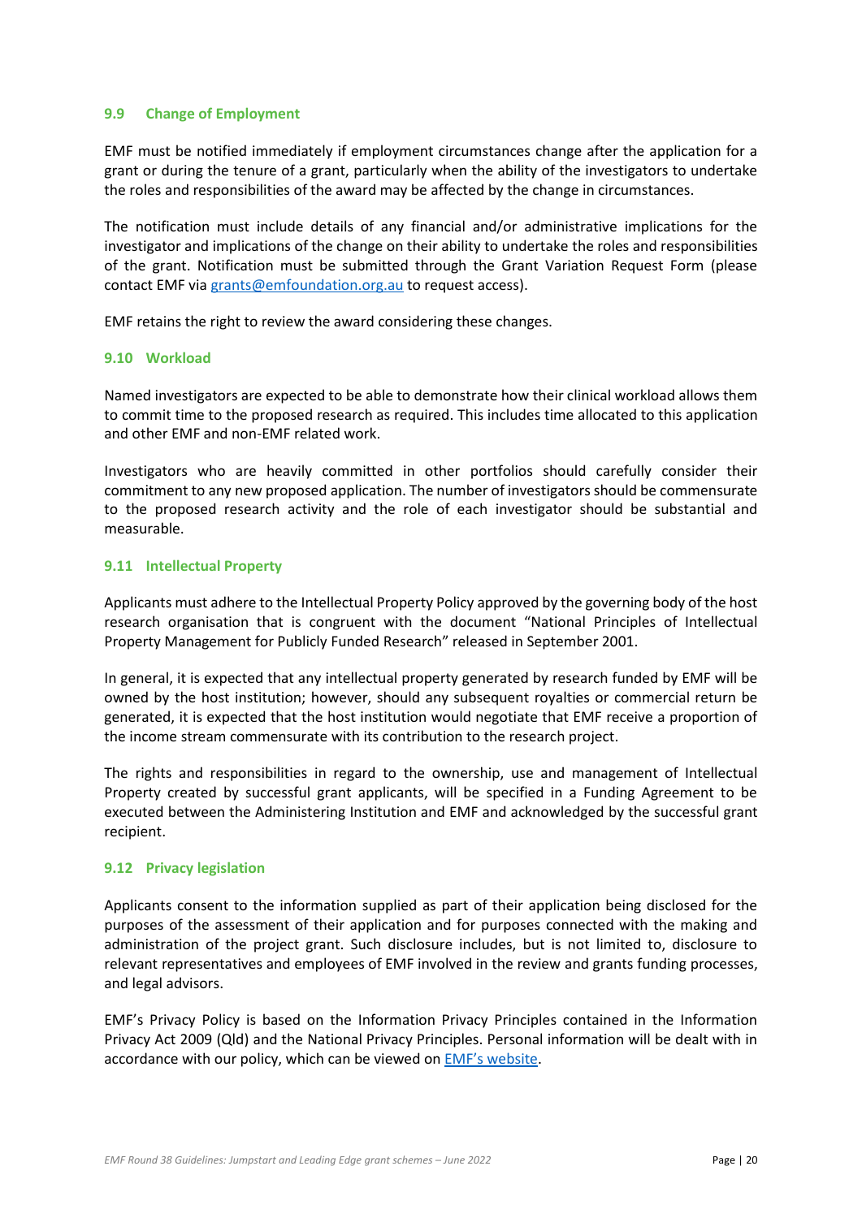### 9.9 Change of Employment

EMF must be notified immediately if employment circumstances change after the application for a grant or during the tenure of a grant, particularly when the ability of the investigators to undertake the roles and responsibilities of the award may be affected by the change in circumstances.

The notification must include details of any financial and/or administrative implications for the investigator and implications of the change on their ability to undertake the roles and responsibilities of the grant. Notification must be submitted through the Grant Variation Request Form (please contact EMF via [grants@emfoundation.org.au](mailto:grants@emfoundation.org.au) to request access).

EMF retains the right to review the award considering these changes.

### 9.10 Workload

Named investigators are expected to be able to demonstrate how their clinical workload allows them to commit time to the proposed research as required. This includes time allocated to this application and other EMF and non-EMF related work.

Investigators who are heavily committed in other portfolios should carefully consider their commitment to any new proposed application. The number of investigators should be commensurate to the proposed research activity and the role of each investigator should be substantial and measurable.

### 9.11 Intellectual Property

Applicants must adhere to the Intellectual Property Policy approved by the governing body of the host research organisation that is congruent with the document "National Principles of Intellectual Property Management for Publicly Funded Research" released in September 2001.

In general, it is expected that any intellectual property generated by research funded by EMF will be owned by the host institution; however, should any subsequent royalties or commercial return be generated, it is expected that the host institution would negotiate that EMF receive a proportion of the income stream commensurate with its contribution to the research project.

The rights and responsibilities in regard to the ownership, use and management of Intellectual Property created by successful grant applicants, will be specified in a Funding Agreement to be executed between the Administering Institution and EMF and acknowledged by the successful grant recipient.

### 9.12 Privacy legislation

Applicants consent to the information supplied as part of their application being disclosed for the purposes of the assessment of their application and for purposes connected with the making and administration of the project grant. Such disclosure includes, but is not limited to, disclosure to relevant representatives and employees of EMF involved in the review and grants funding processes, and legal advisors.

EMF's Privacy Policy is based on the Information Privacy Principles contained in the Information Privacy Act 2009 (Qld) and the National Privacy Principles. Personal information will be dealt with in accordance with our policy, which can be viewed on EMF's website.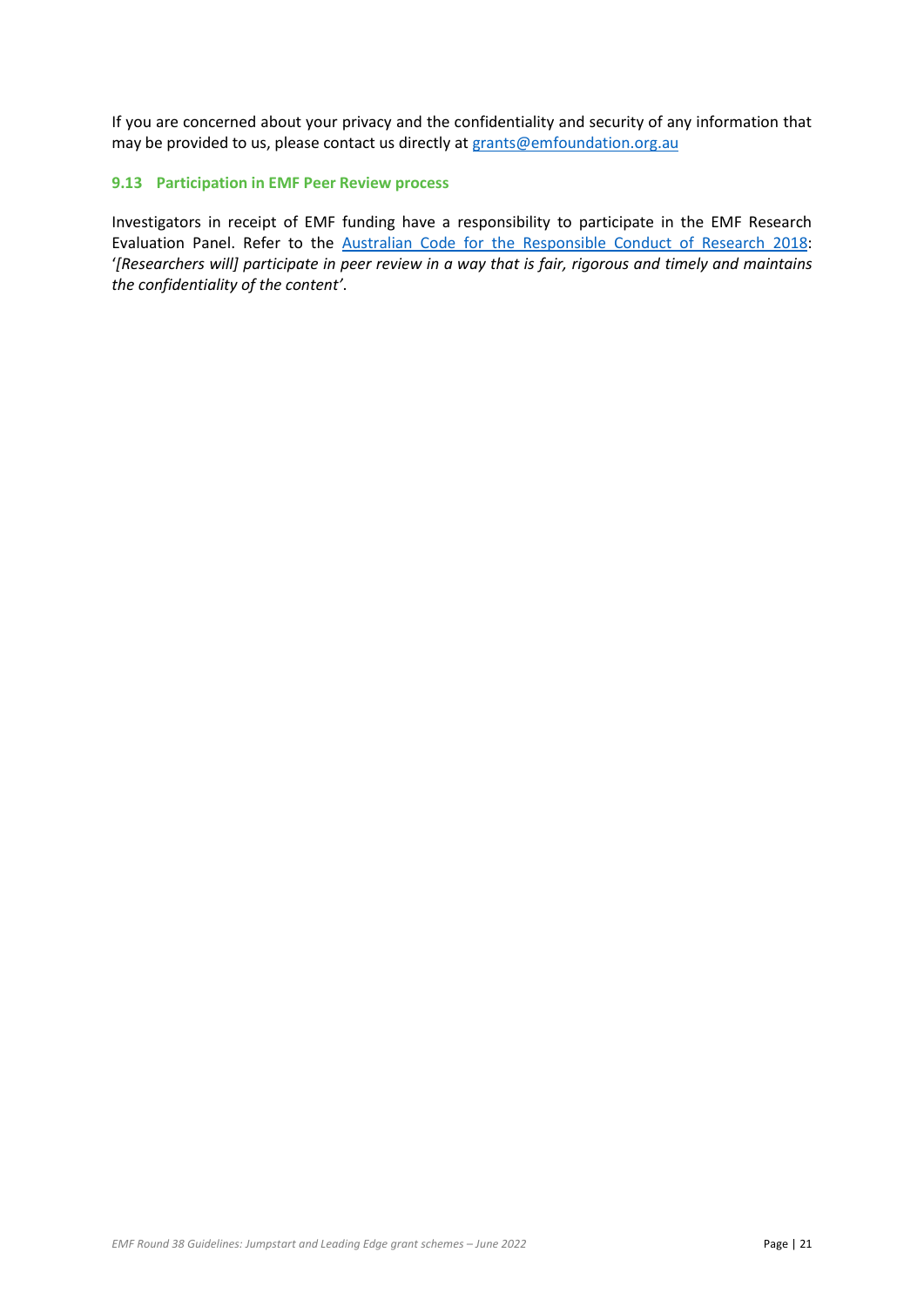If you are concerned about your privacy and the confidentiality and security of any information that may be provided to us, please contact us directly at grants@emfoundation.org.au

### 9.13 Participation in EMF Peer Review process

Investigators in receipt of EMF funding have a responsibility to participate in the EMF Research Evaluation Panel. Refer to the Australian Code for the Responsible Conduct of Research 2018: '*[Researchers will] participate in peer review in a way that is fair, rigorous and timely and maintains the confidentiality of the content'*.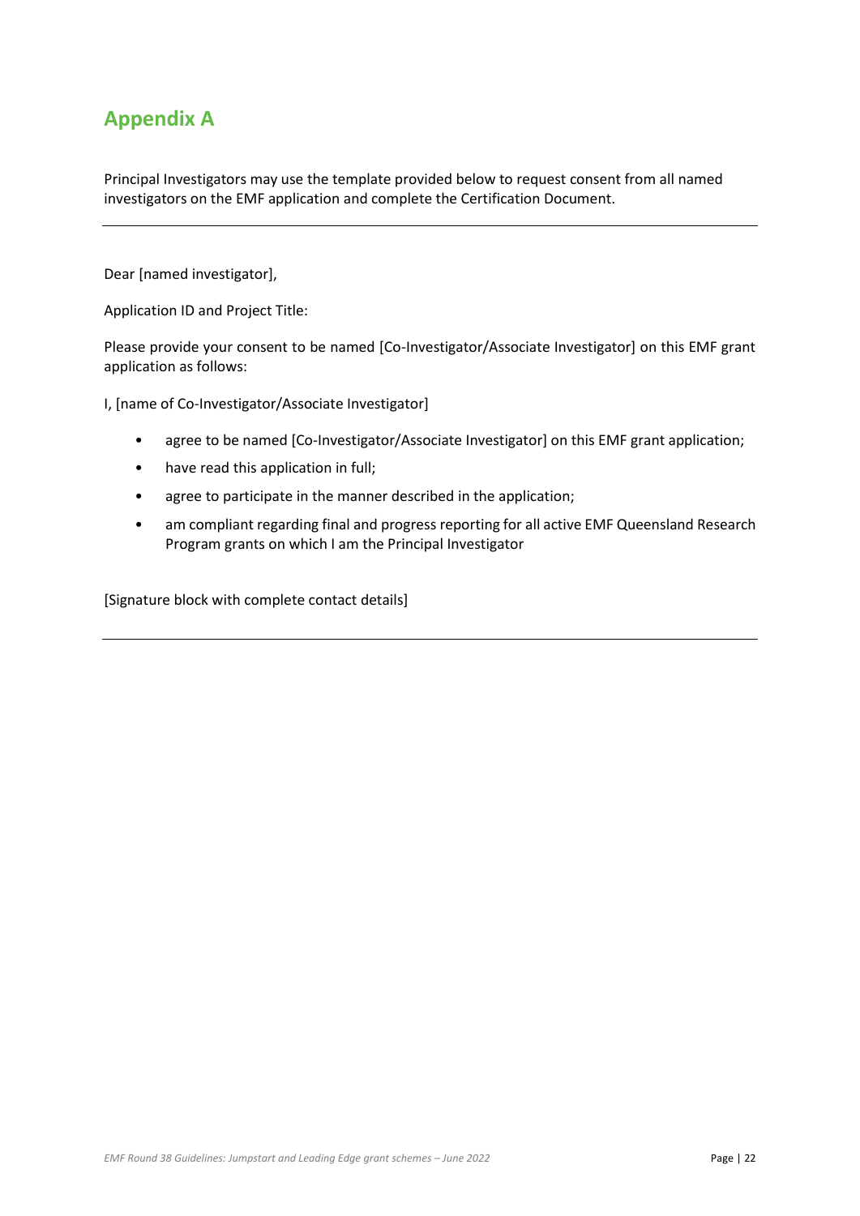# Appendix A

Principal Investigators may use the template provided below to request consent from all named investigators on the EMF application and complete the Certification Document.

---

Dear [named investigator],

Application ID and Project Title:

Please provide your consent to be named [Co-Investigator/Associate Investigator] on this EMF grant application as follows:

I, [name of Co-Investigator/Associate Investigator]

- agree to be named [Co-Investigator/Associate Investigator] on this EMF grant application;
- have read this application in full;
- agree to participate in the manner described in the application;
- am compliant regarding final and progress reporting for all active EMF Queensland Research Program grants on which I am the Principal Investigator

[Signature block with complete contact details]

---